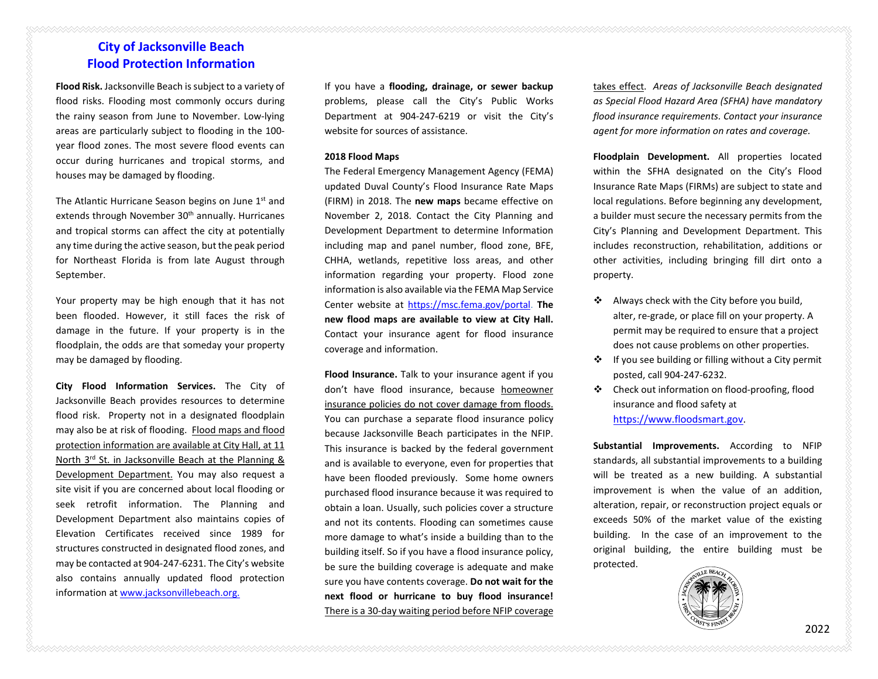# City of Jacksonville Beach
# Flood Protection Information

**Flood Risk.** Jacksonville Beach is subject to a variety of flood risks. Flooding most commonly occurs during the rainy season from June to November. Low-lying areas are particularly subject to flooding in the 100-year flood zones. The most severe flood events can occur during hurricanes and tropical storms, and houses may be damaged by flooding.

The Atlantic Hurricane Season begins on June 1st and extends through November 30th annually. Hurricanes and tropical storms can affect the city at potentially any time during the active season, but the peak period for Northeast Florida is from late August through September.

Your property may be high enough that it has not been flooded. However, it still faces the risk of damage in the future. If your property is in the floodplain, the odds are that someday your property may be damaged by flooding.

**City Flood Information Services.** The City of Jacksonville Beach provides resources to determine flood risk. Property not in a designated floodplain may also be at risk of flooding. Flood maps and flood protection information are available at City Hall, at 11 North 3rd St. in Jacksonville Beach at the Planning & Development Department. You may also request a site visit if you are concerned about local flooding or seek retrofit information. The Planning and Development Department also maintains copies of Elevation Certificates received since 1989 for structures constructed in designated flood zones, and may be contacted at 904-247-6231. The City's website also contains annually updated flood protection information at www.jacksonvillebeach.org.

If you have a **flooding, drainage, or sewer backup** problems, please call the City's Public Works Department at 904-247-6219 or visit the City's website for sources of assistance.

**2018 Flood Maps**

The Federal Emergency Management Agency (FEMA) updated Duval County's Flood Insurance Rate Maps (FIRM) in 2018. The **new maps** became effective on November 2, 2018. Contact the City Planning and Development Department to determine Information including map and panel number, flood zone, BFE, CHHA, wetlands, repetitive loss areas, and other information regarding your property. Flood zone information is also available via the FEMA Map Service Center website at https://msc.fema.gov/portal. **The new flood maps are available to view at City Hall.** Contact your insurance agent for flood insurance coverage and information.

**Flood Insurance.** Talk to your insurance agent if you don't have flood insurance, because homeowner insurance policies do not cover damage from floods. You can purchase a separate flood insurance policy because Jacksonville Beach participates in the NFIP. This insurance is backed by the federal government and is available to everyone, even for properties that have been flooded previously. Some home owners purchased flood insurance because it was required to obtain a loan. Usually, such policies cover a structure and not its contents. Flooding can sometimes cause more damage to what's inside a building than to the building itself. So if you have a flood insurance policy, be sure the building coverage is adequate and make sure you have contents coverage. **Do not wait for the next flood or hurricane to buy flood insurance!** There is a 30-day waiting period before NFIP coverage takes effect. *Areas of Jacksonville Beach designated as Special Flood Hazard Area (SFHA) have mandatory flood insurance requirements. Contact your insurance agent for more information on rates and coverage.*

**Floodplain Development.** All properties located within the SFHA designated on the City's Flood Insurance Rate Maps (FIRMs) are subject to state and local regulations. Before beginning any development, a builder must secure the necessary permits from the City's Planning and Development Department. This includes reconstruction, rehabilitation, additions or other activities, including bringing fill dirt onto a property.

- Always check with the City before you build, alter, re-grade, or place fill on your property. A permit may be required to ensure that a project does not cause problems on other properties.
- If you see building or filling without a City permit posted, call 904-247-6232.
- Check out information on flood-proofing, flood insurance and flood safety at https://www.floodsmart.gov.

**Substantial Improvements.** According to NFIP standards, all substantial improvements to a building will be treated as a new building. A substantial improvement is when the value of an addition, alteration, repair, or reconstruction project equals or exceeds 50% of the market value of the existing building. In the case of an improvement to the original building, the entire building must be protected.

2022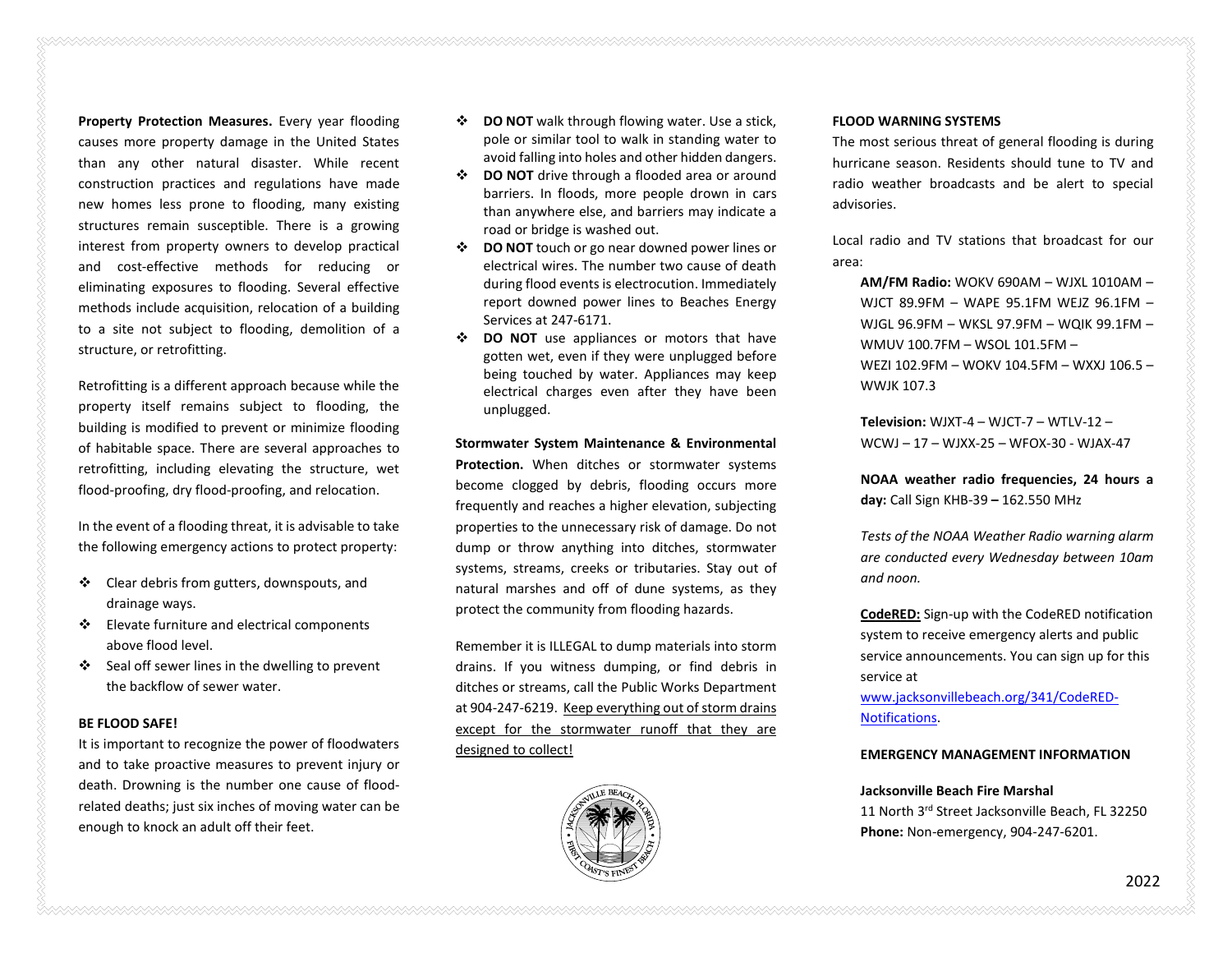**Property Protection Measures.** Every year flooding causes more property damage in the United States than any other natural disaster. While recent construction practices and regulations have made new homes less prone to flooding, many existing structures remain susceptible. There is a growing interest from property owners to develop practical and cost-effective methods for reducing or eliminating exposures to flooding. Several effective methods include acquisition, relocation of a building to a site not subject to flooding, demolition of a structure, or retrofitting.

Retrofitting is a different approach because while the property itself remains subject to flooding, the building is modified to prevent or minimize flooding of habitable space. There are several approaches to retrofitting, including elevating the structure, wet flood-proofing, dry flood-proofing, and relocation.

In the event of a flooding threat, it is advisable to take the following emergency actions to protect property:

- Clear debris from gutters, downspouts, and drainage ways.
- Elevate furniture and electrical components above flood level.
- Seal off sewer lines in the dwelling to prevent the backflow of sewer water.

**BE FLOOD SAFE!**

It is important to recognize the power of floodwaters and to take proactive measures to prevent injury or death. Drowning is the number one cause of flood-related deaths; just six inches of moving water can be enough to knock an adult off their feet.

- **DO NOT** walk through flowing water. Use a stick, pole or similar tool to walk in standing water to avoid falling into holes and other hidden dangers.
- **DO NOT** drive through a flooded area or around barriers. In floods, more people drown in cars than anywhere else, and barriers may indicate a road or bridge is washed out.
- **DO NOT** touch or go near downed power lines or electrical wires. The number two cause of death during flood events is electrocution. Immediately report downed power lines to Beaches Energy Services at 247-6171.
- **DO NOT** use appliances or motors that have gotten wet, even if they were unplugged before being touched by water. Appliances may keep electrical charges even after they have been unplugged.

**Stormwater System Maintenance & Environmental Protection.** When ditches or stormwater systems become clogged by debris, flooding occurs more frequently and reaches a higher elevation, subjecting properties to the unnecessary risk of damage. Do not dump or throw anything into ditches, stormwater systems, streams, creeks or tributaries. Stay out of natural marshes and off of dune systems, as they protect the community from flooding hazards.

Remember it is ILLEGAL to dump materials into storm drains. If you witness dumping, or find debris in ditches or streams, call the Public Works Department at 904-247-6219. Keep everything out of storm drains except for the stormwater runoff that they are designed to collect!

**FLOOD WARNING SYSTEMS**

The most serious threat of general flooding is during hurricane season. Residents should tune to TV and radio weather broadcasts and be alert to special advisories.

Local radio and TV stations that broadcast for our area:

**AM/FM Radio:** WOKV 690AM – WJXL 1010AM – WJCT 89.9FM – WAPE 95.1FM WEJZ 96.1FM – WJGL 96.9FM – WKSL 97.9FM – WQIK 99.1FM – WMUV 100.7FM – WSOL 101.5FM – WEZI 102.9FM – WOKV 104.5FM – WXXJ 106.5 – WWJK 107.3

**Television:** WJXT-4 – WJCT-7 – WTLV-12 – WCWJ – 17 – WJXX-25 – WFOX-30 - WJAX-47

**NOAA weather radio frequencies, 24 hours a day:** Call Sign KHB-39 **–** 162.550 MHz

*Tests of the NOAA Weather Radio warning alarm are conducted every Wednesday between 10am and noon.*

**CodeRED:** Sign-up with the CodeRED notification system to receive emergency alerts and public service announcements. You can sign up for this service at www.jacksonvillebeach.org/341/CodeRED-Notifications.

**EMERGENCY MANAGEMENT INFORMATION**

**Jacksonville Beach Fire Marshal**
11 North 3rd Street Jacksonville Beach, FL 32250
**Phone:** Non-emergency, 904-247-6201.

2022